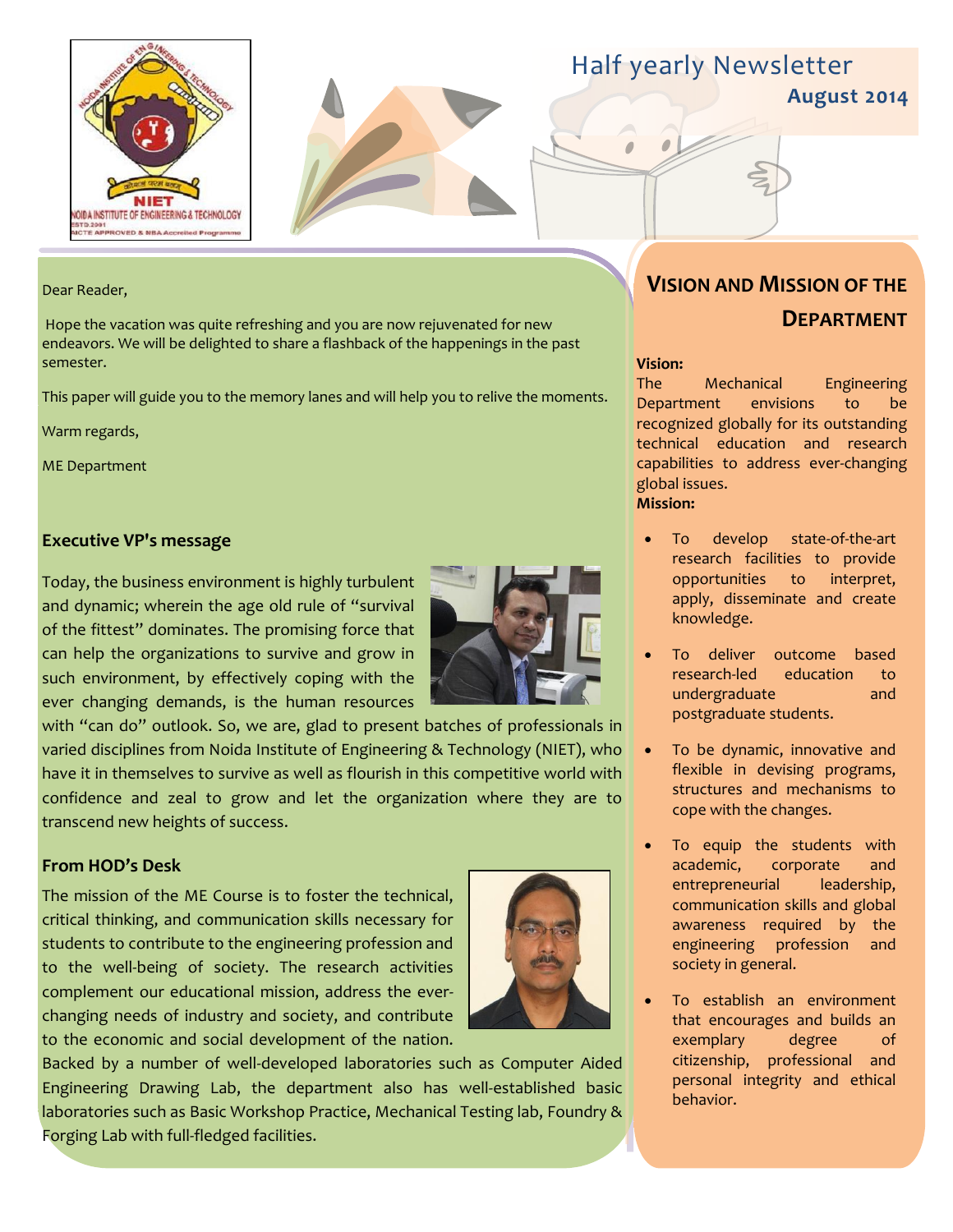# Half yearly Newsletter

**August 2014**

Dear Reader,

Hope the vacation was quite refreshing and you are now rejuvenated for new endeavors. We will be delighted to share a flashback of the happenings in the past semester.

This paper will guide you to the memory lanes and will help you to relive the moments.

Warm regards,

ME Department

### Executive VP's message

Today, the business environment is highly turbulent and dynamic; wherein the age old rule of "survival of the fittest" dominates. The promising force that can help the organizations to survive and grow in such environment, by effectively coping with the ever changing demands, is the human resources with "can do" outlook. So, we are, glad to present batches of professionals in varied disciplines from Noida Institute of Engineering & Technology (NIET), who have it in themselves to survive as well as flourish in this competitive world with confidence and zeal to grow and let the organization where they are to transcend new heights of success.

### From HOD's Desk

The mission of the ME Course is to foster the technical, critical thinking, and communication skills necessary for students to contribute to the engineering profession and to the well-being of society. The research activities complement our educational mission, address the ever-changing needs of industry and society, and contribute to the economic and social development of the nation. Backed by a number of well-developed laboratories such as Computer Aided Engineering Drawing Lab, the department also has well-established basic laboratories such as Basic Workshop Practice, Mechanical Testing lab, Foundry & Forging Lab with full-fledged facilities.

## Vision and Mission of the Department

**Vision:**

The Mechanical Engineering Department envisions to be recognized globally for its outstanding technical education and research capabilities to address ever-changing global issues.

**Mission:**

- To develop state-of-the-art research facilities to provide opportunities to interpret, apply, disseminate and create knowledge.
- To deliver outcome based research-led education to undergraduate and postgraduate students.
- To be dynamic, innovative and flexible in devising programs, structures and mechanisms to cope with the changes.
- To equip the students with academic, corporate and entrepreneurial leadership, communication skills and global awareness required by the engineering profession and society in general.
- To establish an environment that encourages and builds an exemplary degree of citizenship, professional and personal integrity and ethical behavior.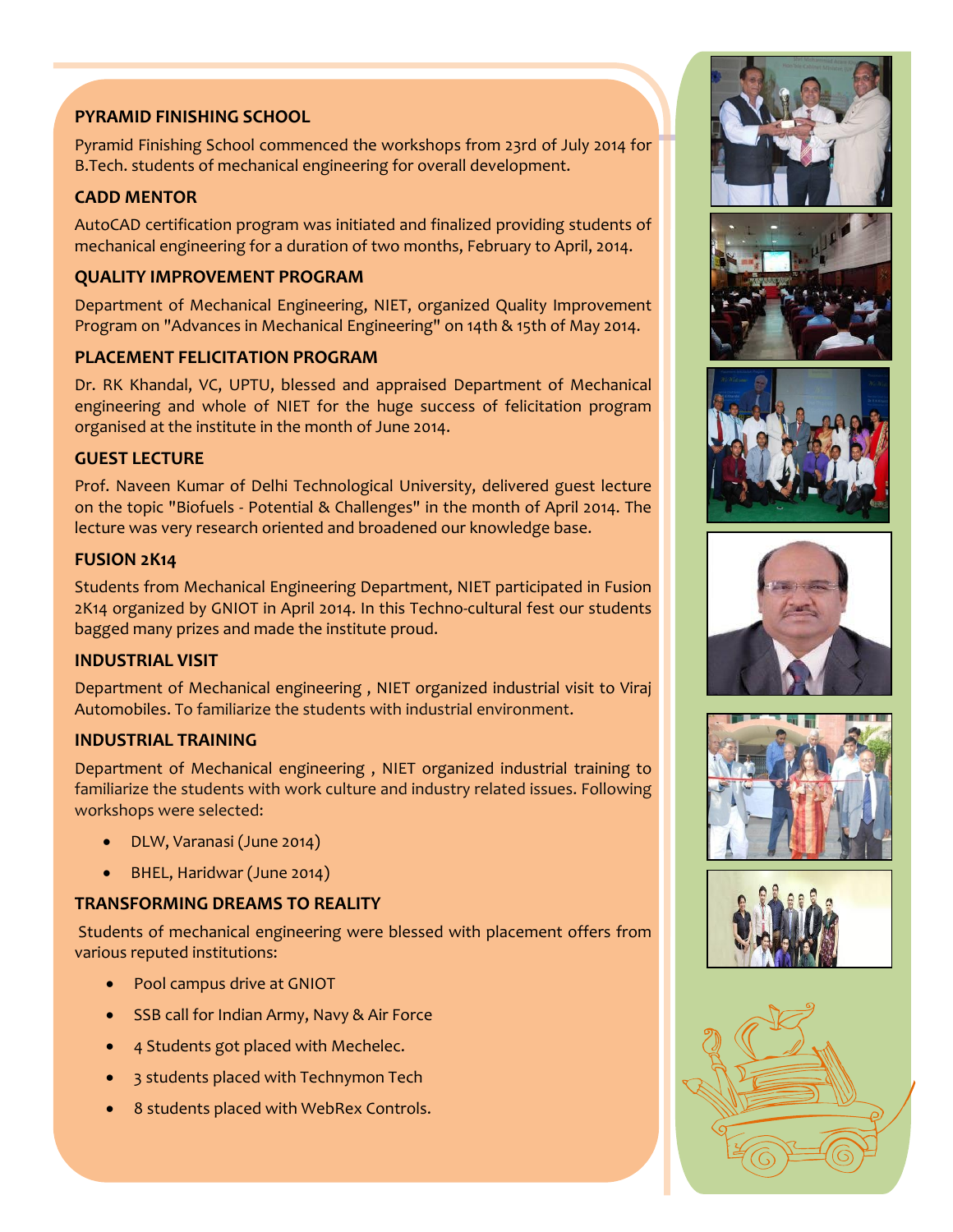### PYRAMID FINISHING SCHOOL

Pyramid Finishing School commenced the workshops from 23rd of July 2014 for B.Tech. students of mechanical engineering for overall development.

### CADD MENTOR

AutoCAD certification program was initiated and finalized providing students of mechanical engineering for a duration of two months, February to April, 2014.

### QUALITY IMPROVEMENT PROGRAM

Department of Mechanical Engineering, NIET, organized Quality Improvement Program on "Advances in Mechanical Engineering" on 14th & 15th of May 2014.

### PLACEMENT FELICITATION PROGRAM

Dr. RK Khandal, VC, UPTU, blessed and appraised Department of Mechanical engineering and whole of NIET for the huge success of felicitation program organised at the institute in the month of June 2014.

### GUEST LECTURE

Prof. Naveen Kumar of Delhi Technological University, delivered guest lecture on the topic "Biofuels - Potential & Challenges" in the month of April 2014. The lecture was very research oriented and broadened our knowledge base.

### FUSION 2K14

Students from Mechanical Engineering Department, NIET participated in Fusion 2K14 organized by GNIOT in April 2014. In this Techno-cultural fest our students bagged many prizes and made the institute proud.

### INDUSTRIAL VISIT

Department of Mechanical engineering , NIET organized industrial visit to Viraj Automobiles. To familiarize the students with industrial environment.

### INDUSTRIAL TRAINING

Department of Mechanical engineering , NIET organized industrial training to familiarize the students with work culture and industry related issues. Following workshops were selected:

- DLW, Varanasi (June 2014)
- BHEL, Haridwar (June 2014)

### TRANSFORMING DREAMS TO REALITY

Students of mechanical engineering were blessed with placement offers from various reputed institutions:

- Pool campus drive at GNIOT
- SSB call for Indian Army, Navy & Air Force
- 4 Students got placed with Mechelec.
- 3 students placed with Technymon Tech
- 8 students placed with WebRex Controls.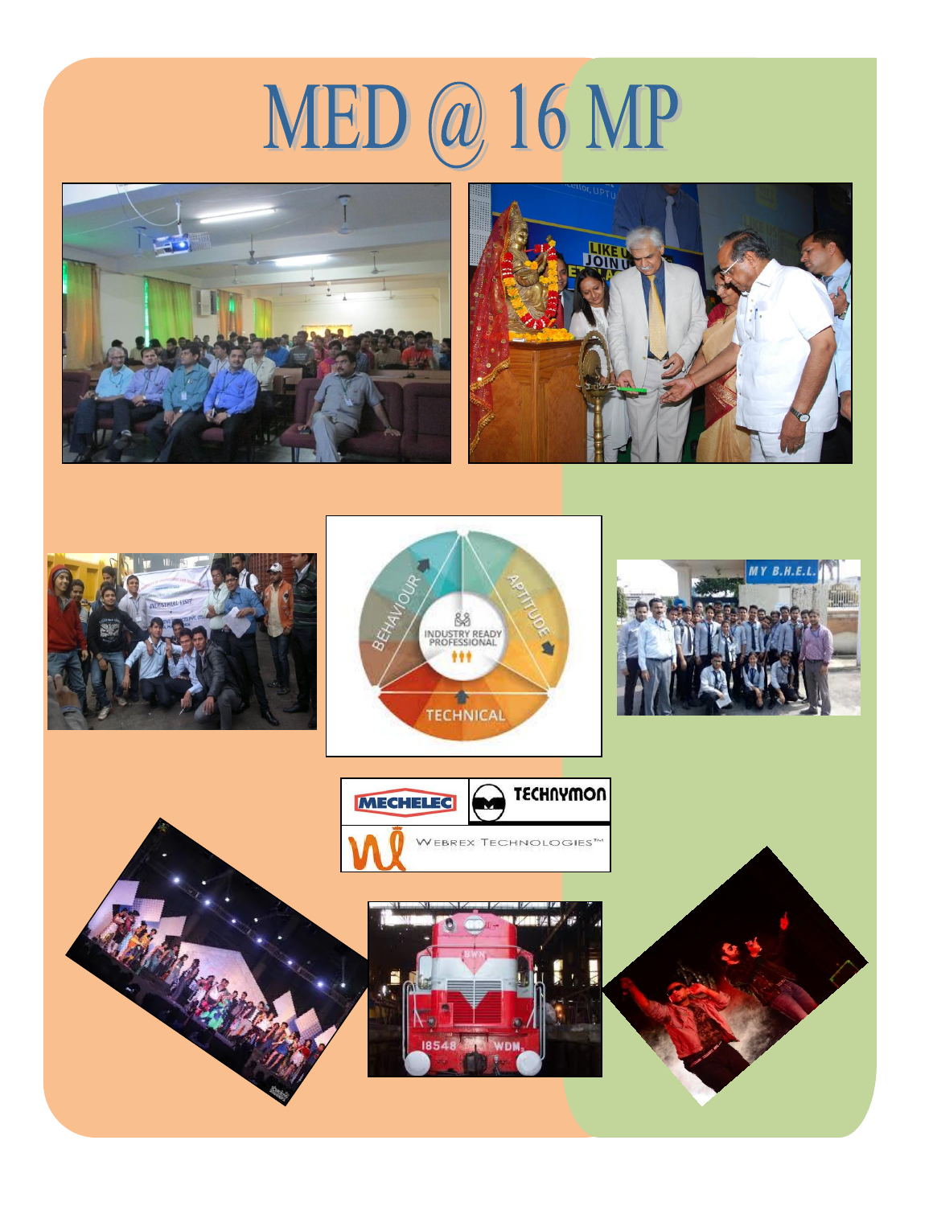# MED @ 16 MP